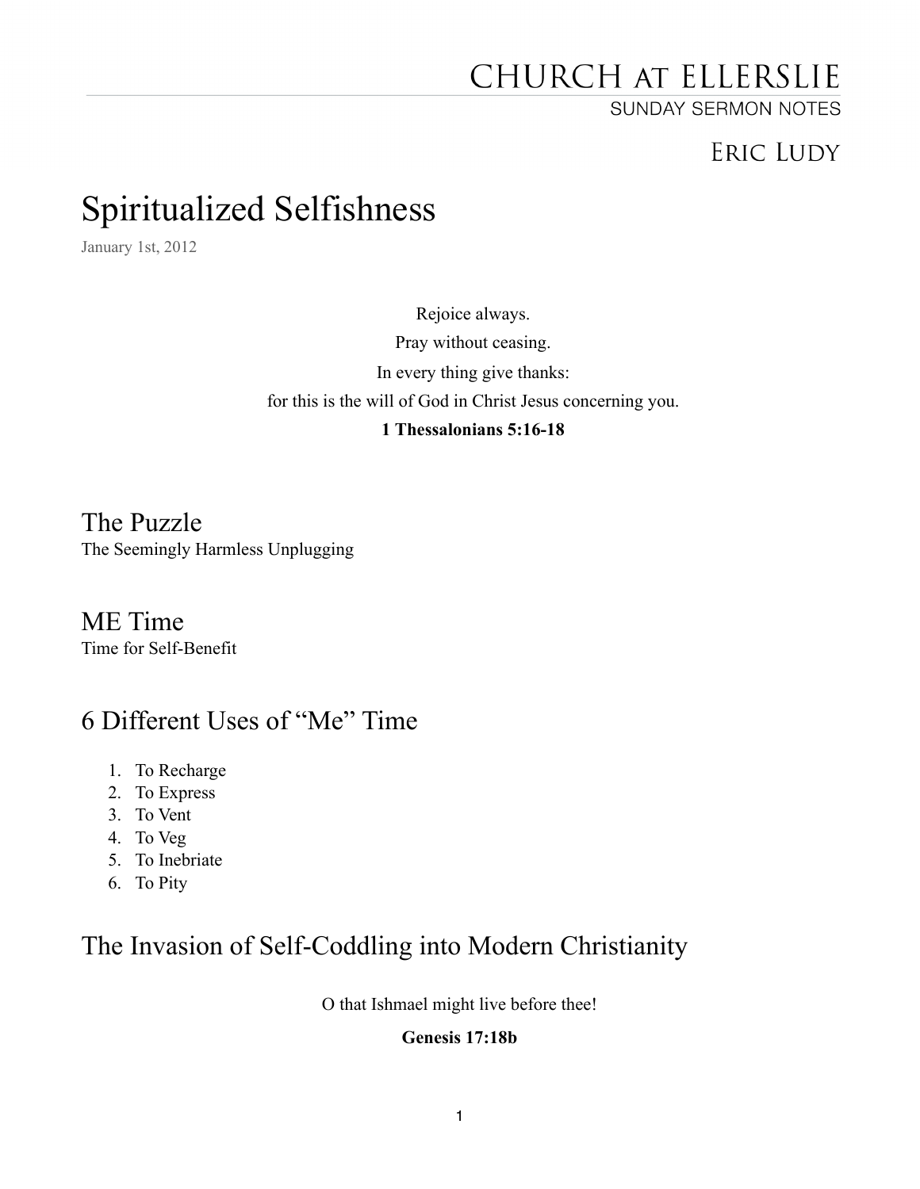CHURCH AT ELLERSLIE
SUNDAY SERMON NOTES

ERIC LUDY

# Spiritualized Selfishness

January 1st, 2012

Rejoice always.
Pray without ceasing.
In every thing give thanks:
for this is the will of God in Christ Jesus concerning you.
**1 Thessalonians 5:16-18**

## The Puzzle

The Seemingly Harmless Unplugging

## ME Time

Time for Self-Benefit

## 6 Different Uses of "Me" Time

1. To Recharge
2. To Express
3. To Vent
4. To Veg
5. To Inebriate
6. To Pity

## The Invasion of Self-Coddling into Modern Christianity

O that Ishmael might live before thee!

**Genesis 17:18b**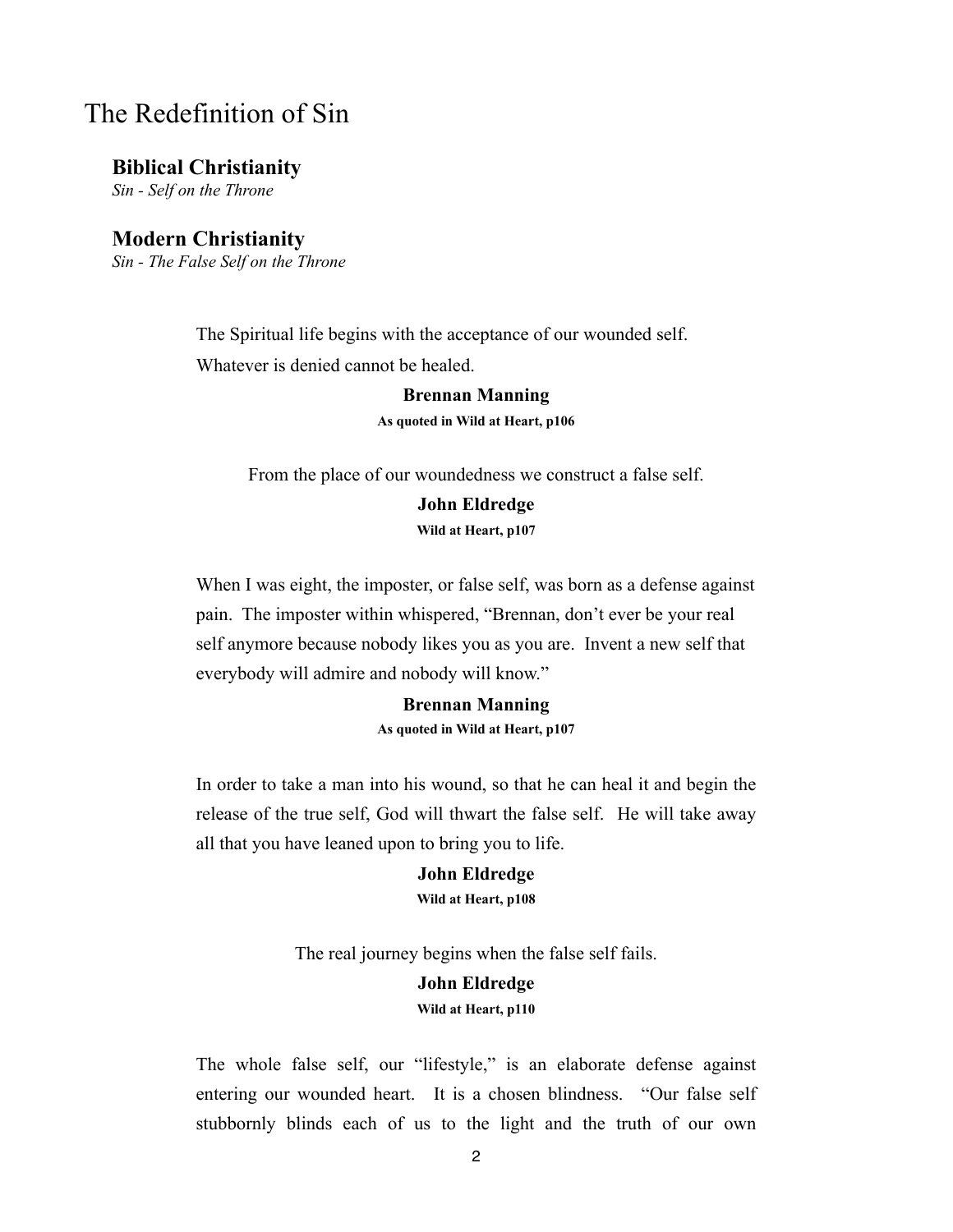# The Redefinition of Sin

### Biblical Christianity

*Sin - Self on the Throne*

### Modern Christianity

*Sin - The False Self on the Throne*

The Spiritual life begins with the acceptance of our wounded self. Whatever is denied cannot be healed.

**Brennan Manning**
**As quoted in Wild at Heart, p106**

From the place of our woundedness we construct a false self.

**John Eldredge**
**Wild at Heart, p107**

When I was eight, the imposter, or false self, was born as a defense against pain. The imposter within whispered, "Brennan, don't ever be your real self anymore because nobody likes you as you are. Invent a new self that everybody will admire and nobody will know."

**Brennan Manning**
**As quoted in Wild at Heart, p107**

In order to take a man into his wound, so that he can heal it and begin the release of the true self, God will thwart the false self. He will take away all that you have leaned upon to bring you to life.

**John Eldredge**
**Wild at Heart, p108**

The real journey begins when the false self fails.

**John Eldredge**
**Wild at Heart, p110**

The whole false self, our "lifestyle," is an elaborate defense against entering our wounded heart. It is a chosen blindness. "Our false self stubbornly blinds each of us to the light and the truth of our own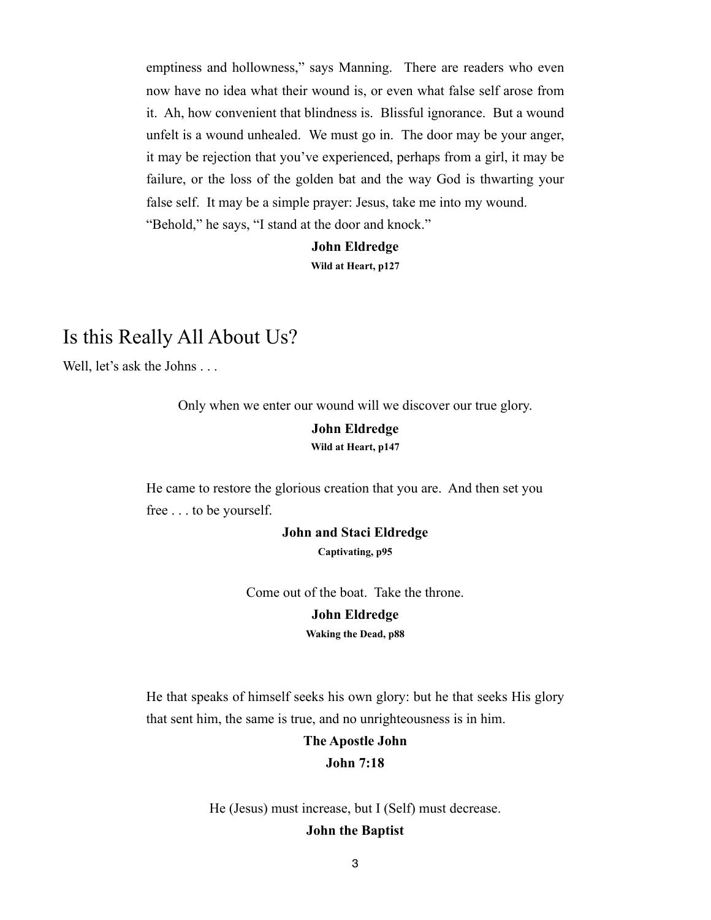emptiness and hollowness," says Manning. There are readers who even now have no idea what their wound is, or even what false self arose from it. Ah, how convenient that blindness is. Blissful ignorance. But a wound unfelt is a wound unhealed. We must go in. The door may be your anger, it may be rejection that you've experienced, perhaps from a girl, it may be failure, or the loss of the golden bat and the way God is thwarting your false self. It may be a simple prayer: Jesus, take me into my wound. "Behold," he says, "I stand at the door and knock."

**John Eldredge**
**Wild at Heart, p127**

# Is this Really All About Us?

Well, let's ask the Johns . . .

Only when we enter our wound will we discover our true glory.

**John Eldredge**
**Wild at Heart, p147**

He came to restore the glorious creation that you are. And then set you free . . . to be yourself.

**John and Staci Eldredge**
**Captivating, p95**

Come out of the boat. Take the throne.

**John Eldredge**
**Waking the Dead, p88**

He that speaks of himself seeks his own glory: but he that seeks His glory that sent him, the same is true, and no unrighteousness is in him.

**The Apostle John**
**John 7:18**

He (Jesus) must increase, but I (Self) must decrease.

**John the Baptist**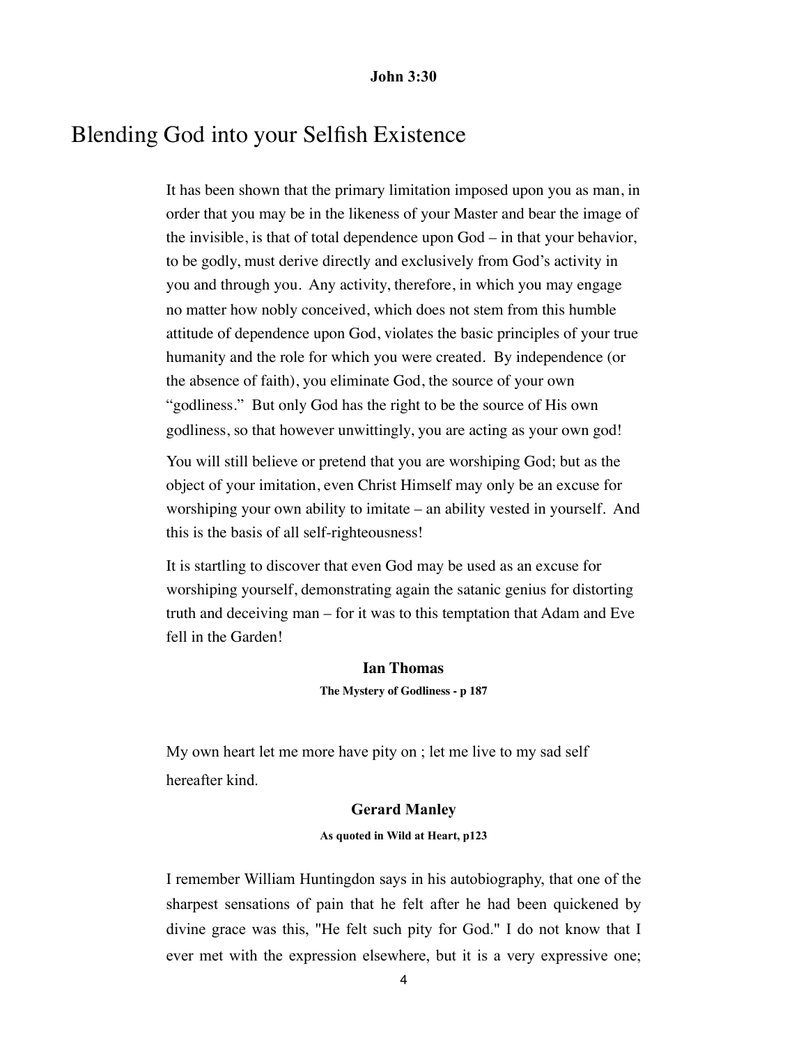**John 3:30**

# Blending God into your Selfish Existence

It has been shown that the primary limitation imposed upon you as man, in order that you may be in the likeness of your Master and bear the image of the invisible, is that of total dependence upon God – in that your behavior, to be godly, must derive directly and exclusively from God's activity in you and through you. Any activity, therefore, in which you may engage no matter how nobly conceived, which does not stem from this humble attitude of dependence upon God, violates the basic principles of your true humanity and the role for which you were created. By independence (or the absence of faith), you eliminate God, the source of your own "godliness." But only God has the right to be the source of His own godliness, so that however unwittingly, you are acting as your own god!

You will still believe or pretend that you are worshiping God; but as the object of your imitation, even Christ Himself may only be an excuse for worshiping your own ability to imitate – an ability vested in yourself. And this is the basis of all self-righteousness!

It is startling to discover that even God may be used as an excuse for worshiping yourself, demonstrating again the satanic genius for distorting truth and deceiving man – for it was to this temptation that Adam and Eve fell in the Garden!

**Ian Thomas**

**The Mystery of Godliness - p 187**

My own heart let me more have pity on ; let me live to my sad self hereafter kind.

**Gerard Manley**

**As quoted in Wild at Heart, p123**

I remember William Huntingdon says in his autobiography, that one of the sharpest sensations of pain that he felt after he had been quickened by divine grace was this, "He felt such pity for God." I do not know that I ever met with the expression elsewhere, but it is a very expressive one;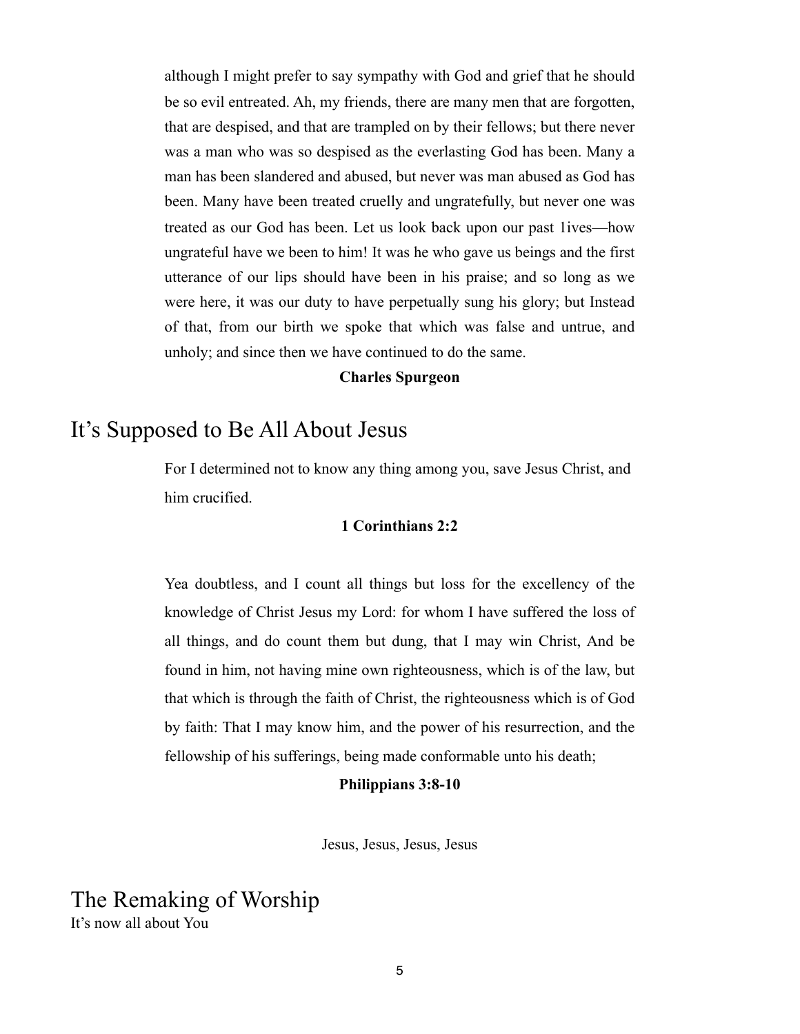although I might prefer to say sympathy with God and grief that he should be so evil entreated. Ah, my friends, there are many men that are forgotten, that are despised, and that are trampled on by their fellows; but there never was a man who was so despised as the everlasting God has been. Many a man has been slandered and abused, but never was man abused as God has been. Many have been treated cruelly and ungratefully, but never one was treated as our God has been. Let us look back upon our past 1ives—how ungrateful have we been to him! It was he who gave us beings and the first utterance of our lips should have been in his praise; and so long as we were here, it was our duty to have perpetually sung his glory; but Instead of that, from our birth we spoke that which was false and untrue, and unholy; and since then we have continued to do the same.

**Charles Spurgeon**

# It's Supposed to Be All About Jesus

For I determined not to know any thing among you, save Jesus Christ, and him crucified.

**1 Corinthians 2:2**

Yea doubtless, and I count all things but loss for the excellency of the knowledge of Christ Jesus my Lord: for whom I have suffered the loss of all things, and do count them but dung, that I may win Christ, And be found in him, not having mine own righteousness, which is of the law, but that which is through the faith of Christ, the righteousness which is of God by faith: That I may know him, and the power of his resurrection, and the fellowship of his sufferings, being made conformable unto his death;

**Philippians 3:8-10**

Jesus, Jesus, Jesus, Jesus

# The Remaking of Worship

It's now all about You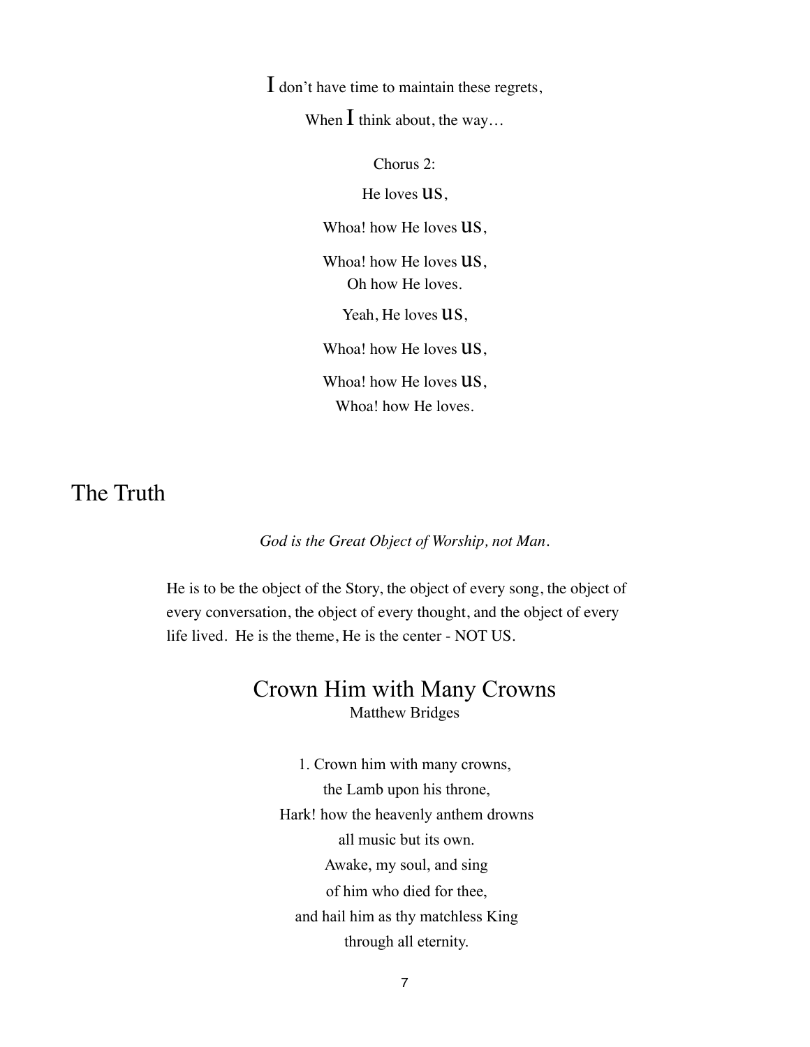I don't have time to maintain these regrets,

When I think about, the way…

Chorus 2:

He loves us,

Whoa! how He loves us,

Whoa! how He loves us,  
Oh how He loves.

Yeah, He loves us,

Whoa! how He loves us,

Whoa! how He loves us,  
Whoa! how He loves.

## The Truth

*God is the Great Object of Worship, not Man.*

He is to be the object of the Story, the object of every song, the object of every conversation, the object of every thought, and the object of every life lived. He is the theme, He is the center - NOT US.

## Crown Him with Many Crowns

Matthew Bridges

1. Crown him with many crowns,  
the Lamb upon his throne,  
Hark! how the heavenly anthem drowns  
all music but its own.  
Awake, my soul, and sing  
of him who died for thee,  
and hail him as thy matchless King  
through all eternity.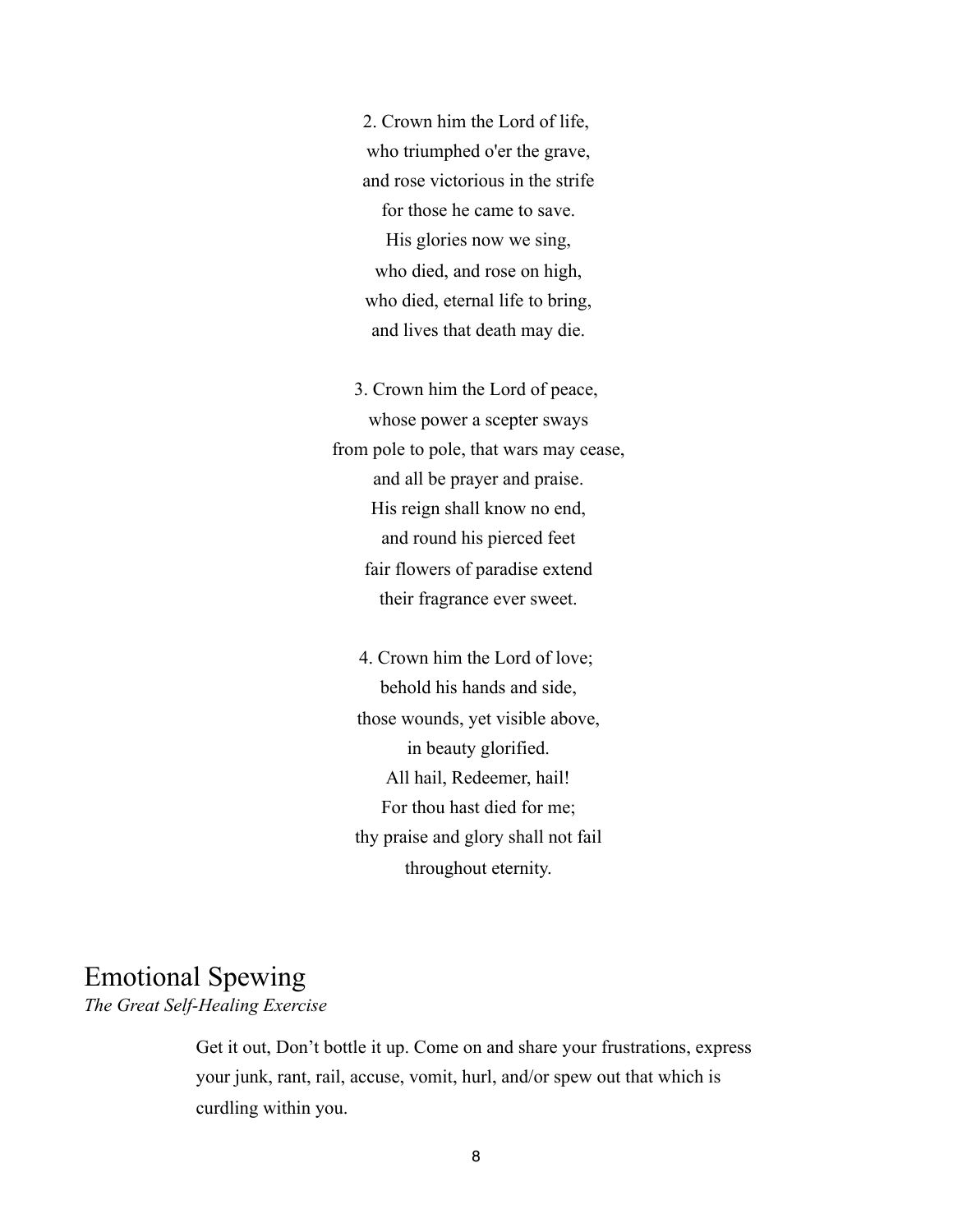2. Crown him the Lord of life,
who triumphed o'er the grave,
and rose victorious in the strife
for those he came to save.
His glories now we sing,
who died, and rose on high,
who died, eternal life to bring,
and lives that death may die.

3. Crown him the Lord of peace,
whose power a scepter sways
from pole to pole, that wars may cease,
and all be prayer and praise.
His reign shall know no end,
and round his pierced feet
fair flowers of paradise extend
their fragrance ever sweet.

4. Crown him the Lord of love;
behold his hands and side,
those wounds, yet visible above,
in beauty glorified.
All hail, Redeemer, hail!
For thou hast died for me;
thy praise and glory shall not fail
throughout eternity.

# Emotional Spewing

*The Great Self-Healing Exercise*

Get it out, Don't bottle it up. Come on and share your frustrations, express your junk, rant, rail, accuse, vomit, hurl, and/or spew out that which is curdling within you.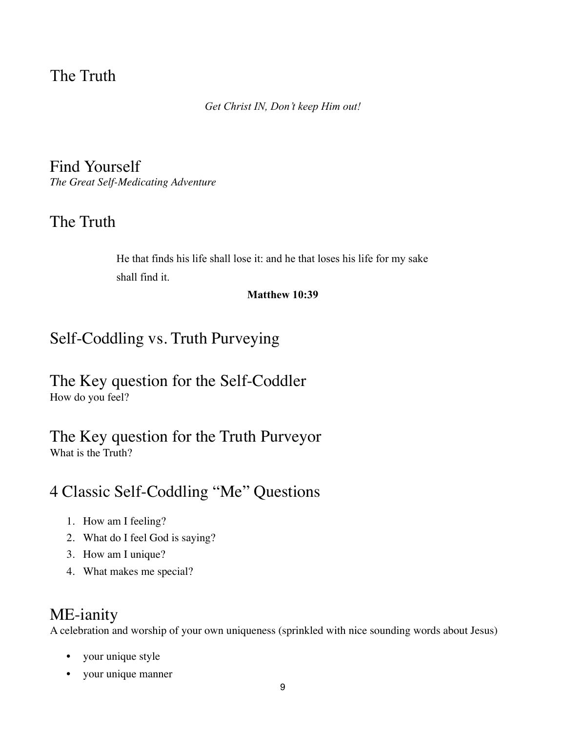## The Truth

*Get Christ IN, Don't keep Him out!*

## Find Yourself

*The Great Self-Medicating Adventure*

## The Truth

> He that finds his life shall lose it: and he that loses his life for my sake shall find it.
>
> **Matthew 10:39**

## Self-Coddling vs. Truth Purveying

## The Key question for the Self-Coddler

How do you feel?

## The Key question for the Truth Purveyor

What is the Truth?

## 4 Classic Self-Coddling "Me" Questions

1. How am I feeling?
2. What do I feel God is saying?
3. How am I unique?
4. What makes me special?

## ME-ianity

A celebration and worship of your own uniqueness (sprinkled with nice sounding words about Jesus)

- your unique style
- your unique manner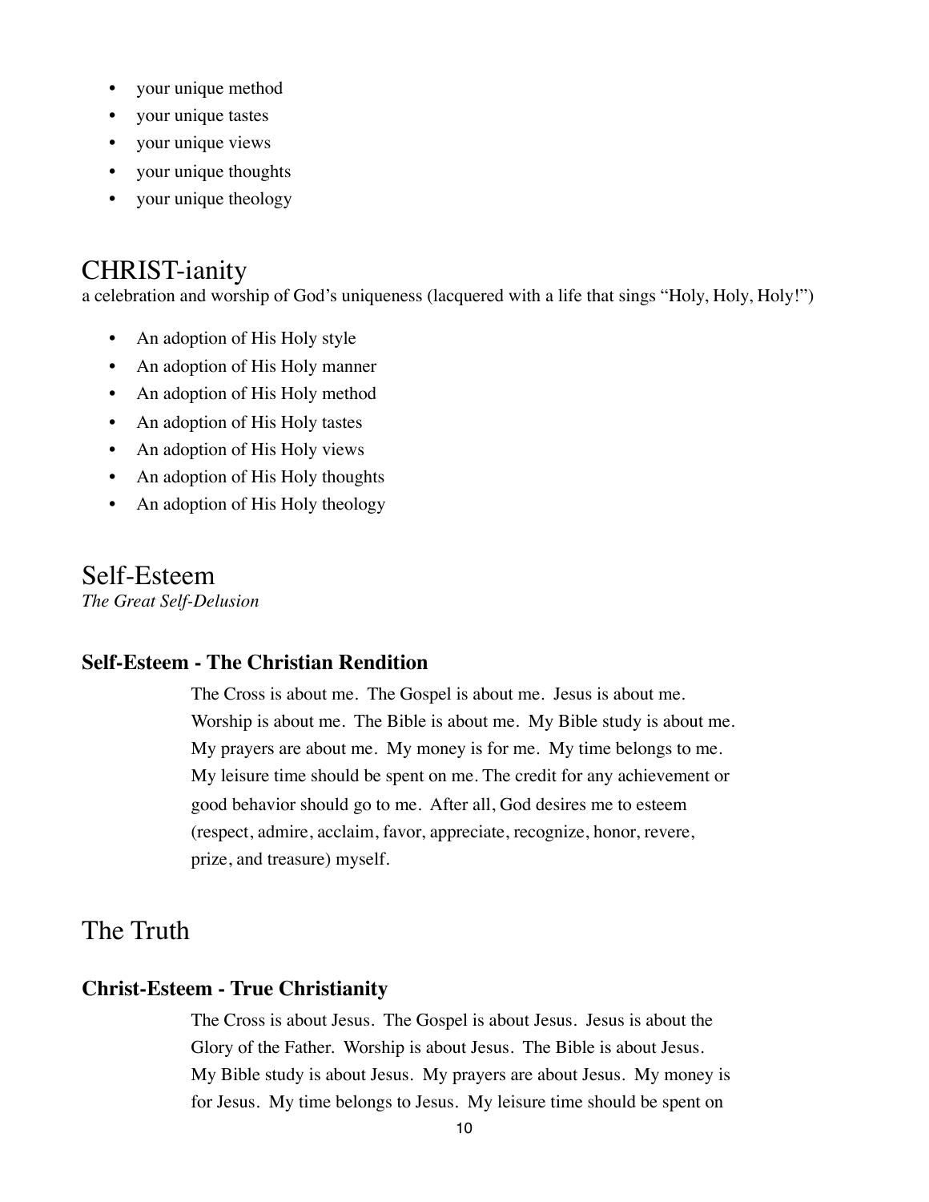- your unique method
- your unique tastes
- your unique views
- your unique thoughts
- your unique theology

## CHRIST-ianity

a celebration and worship of God's uniqueness (lacquered with a life that sings "Holy, Holy, Holy!")

- An adoption of His Holy style
- An adoption of His Holy manner
- An adoption of His Holy method
- An adoption of His Holy tastes
- An adoption of His Holy views
- An adoption of His Holy thoughts
- An adoption of His Holy theology

## Self-Esteem

*The Great Self-Delusion*

### Self-Esteem - The Christian Rendition

The Cross is about me. The Gospel is about me. Jesus is about me. Worship is about me. The Bible is about me. My Bible study is about me. My prayers are about me. My money is for me. My time belongs to me. My leisure time should be spent on me. The credit for any achievement or good behavior should go to me. After all, God desires me to esteem (respect, admire, acclaim, favor, appreciate, recognize, honor, revere, prize, and treasure) myself.

## The Truth

### Christ-Esteem - True Christianity

The Cross is about Jesus. The Gospel is about Jesus. Jesus is about the Glory of the Father. Worship is about Jesus. The Bible is about Jesus. My Bible study is about Jesus. My prayers are about Jesus. My money is for Jesus. My time belongs to Jesus. My leisure time should be spent on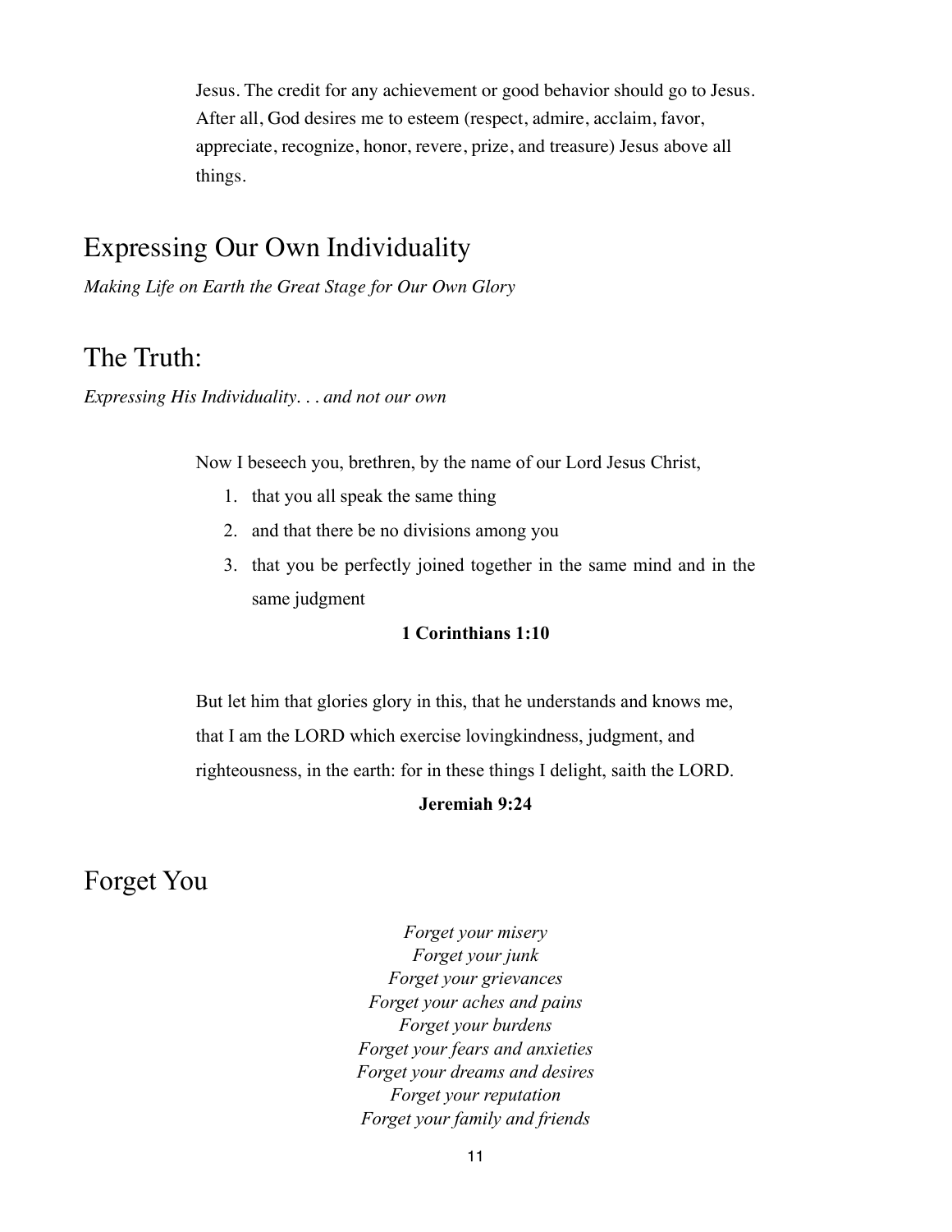Jesus. The credit for any achievement or good behavior should go to Jesus. After all, God desires me to esteem (respect, admire, acclaim, favor, appreciate, recognize, honor, revere, prize, and treasure) Jesus above all things.

## Expressing Our Own Individuality

*Making Life on Earth the Great Stage for Our Own Glory*

## The Truth:

*Expressing His Individuality. . . and not our own*

Now I beseech you, brethren, by the name of our Lord Jesus Christ,

1. that you all speak the same thing
2. and that there be no divisions among you
3. that you be perfectly joined together in the same mind and in the same judgment

**1 Corinthians 1:10**

But let him that glories glory in this, that he understands and knows me, that I am the LORD which exercise lovingkindness, judgment, and righteousness, in the earth: for in these things I delight, saith the LORD.

**Jeremiah 9:24**

## Forget You

*Forget your misery*
*Forget your junk*
*Forget your grievances*
*Forget your aches and pains*
*Forget your burdens*
*Forget your fears and anxieties*
*Forget your dreams and desires*
*Forget your reputation*
*Forget your family and friends*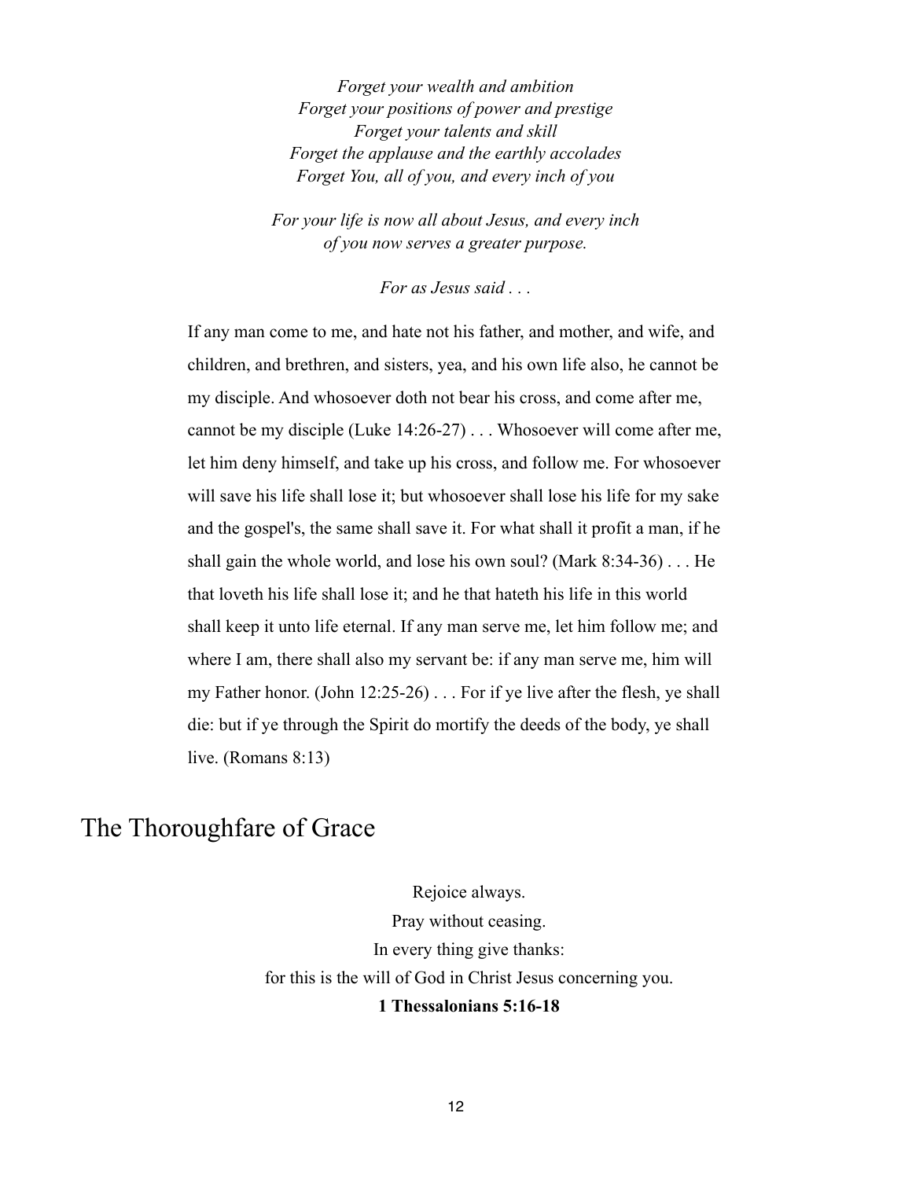*Forget your wealth and ambition*
*Forget your positions of power and prestige*
*Forget your talents and skill*
*Forget the applause and the earthly accolades*
*Forget You, all of you, and every inch of you*

*For your life is now all about Jesus, and every inch of you now serves a greater purpose.*

*For as Jesus said . . .*

If any man come to me, and hate not his father, and mother, and wife, and children, and brethren, and sisters, yea, and his own life also, he cannot be my disciple. And whosoever doth not bear his cross, and come after me, cannot be my disciple (Luke 14:26-27) . . . Whosoever will come after me, let him deny himself, and take up his cross, and follow me. For whosoever will save his life shall lose it; but whosoever shall lose his life for my sake and the gospel's, the same shall save it. For what shall it profit a man, if he shall gain the whole world, and lose his own soul? (Mark 8:34-36) . . . He that loveth his life shall lose it; and he that hateth his life in this world shall keep it unto life eternal. If any man serve me, let him follow me; and where I am, there shall also my servant be: if any man serve me, him will my Father honor. (John 12:25-26) . . . For if ye live after the flesh, ye shall die: but if ye through the Spirit do mortify the deeds of the body, ye shall live. (Romans 8:13)

# The Thoroughfare of Grace

Rejoice always.
Pray without ceasing.
In every thing give thanks:
for this is the will of God in Christ Jesus concerning you.
**1 Thessalonians 5:16-18**